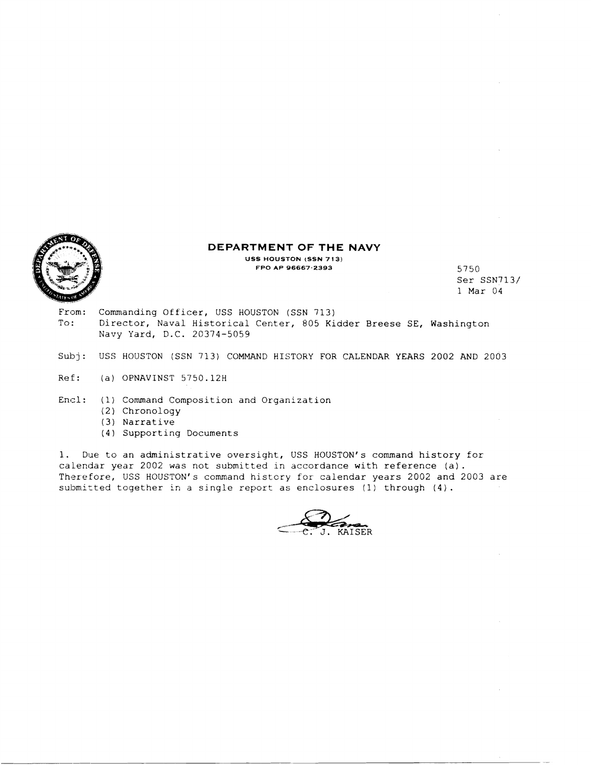# DEPARTMENT OF THE NAVY

**USS HOUSTON (SSN 713)**
**FPO AP 96667-2393**

5750
Ser SSN713/
1 Mar 04

From: Commanding Officer, USS HOUSTON (SSN 713)
To: Director, Naval Historical Center, 805 Kidder Breese SE, Washington Navy Yard, D.C. 20374-5059

Subj: USS HOUSTON (SSN 713) COMMAND HISTORY FOR CALENDAR YEARS 2002 AND 2003

Ref: (a) OPNAVINST 5750.12H

Encl: (1) Command Composition and Organization
(2) Chronology
(3) Narrative
(4) Supporting Documents

1. Due to an administrative oversight, USS HOUSTON's command history for calendar year 2002 was not submitted in accordance with reference (a). Therefore, USS HOUSTON's command history for calendar years 2002 and 2003 are submitted together in a single report as enclosures (1) through (4).

C. J. KAISER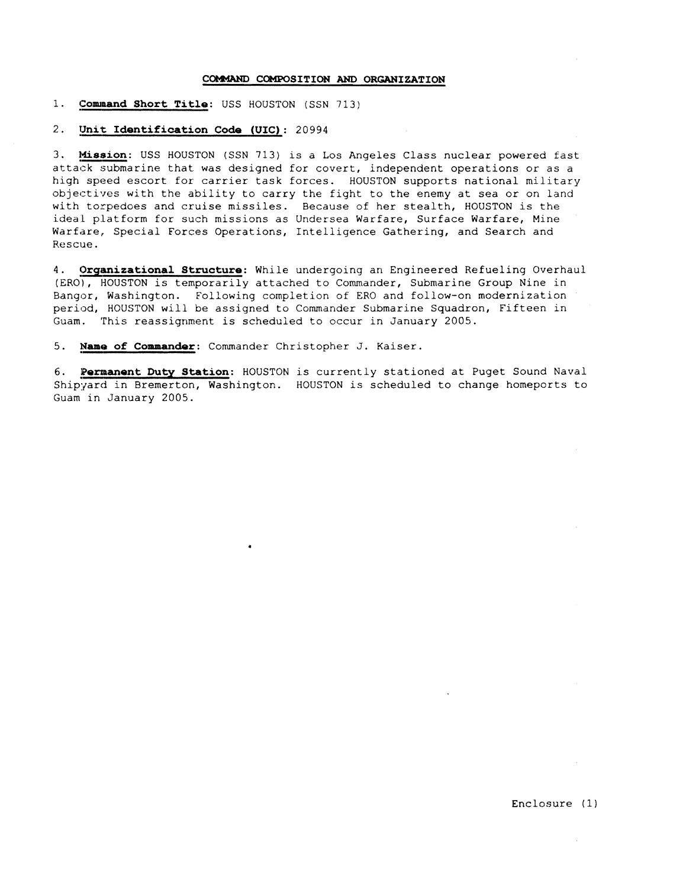## COMMAND COMPOSITION AND ORGANIZATION

1. **Command Short Title**: USS HOUSTON (SSN 713)

2. **Unit Identification Code (UIC)**: 20994

3. **Mission**: USS HOUSTON (SSN 713) is a Los Angeles Class nuclear powered fast attack submarine that was designed for covert, independent operations or as a high speed escort for carrier task forces. HOUSTON supports national military objectives with the ability to carry the fight to the enemy at sea or on land with torpedoes and cruise missiles. Because of her stealth, HOUSTON is the ideal platform for such missions as Undersea Warfare, Surface Warfare, Mine Warfare, Special Forces Operations, Intelligence Gathering, and Search and Rescue.

4. **Organizational Structure**: While undergoing an Engineered Refueling Overhaul (ERO), HOUSTON is temporarily attached to Commander, Submarine Group Nine in Bangor, Washington. Following completion of ERO and follow-on modernization period, HOUSTON will be assigned to Commander Submarine Squadron, Fifteen in Guam. This reassignment is scheduled to occur in January 2005.

5. **Name of Commander**: Commander Christopher J. Kaiser.

6. **Permanent Duty Station**: HOUSTON is currently stationed at Puget Sound Naval Shipyard in Bremerton, Washington. HOUSTON is scheduled to change homeports to Guam in January 2005.

Enclosure (1)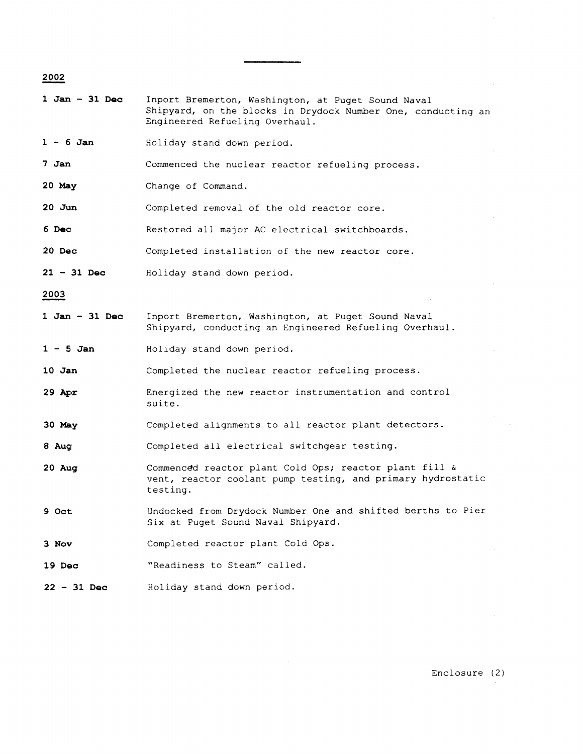## 2002

**1 Jan - 31 Dec** Inport Bremerton, Washington, at Puget Sound Naval Shipyard, on the blocks in Drydock Number One, conducting an Engineered Refueling Overhaul.

**1 - 6 Jan** Holiday stand down period.

**7 Jan** Commenced the nuclear reactor refueling process.

**20 May** Change of Command.

**20 Jun** Completed removal of the old reactor core.

**6 Dec** Restored all major AC electrical switchboards.

**20 Dec** Completed installation of the new reactor core.

**21 - 31 Dec** Holiday stand down period.

## 2003

**1 Jan - 31 Dec** Inport Bremerton, Washington, at Puget Sound Naval Shipyard, conducting an Engineered Refueling Overhaul.

**1 - 5 Jan** Holiday stand down period.

**10 Jan** Completed the nuclear reactor refueling process.

**29 Apr** Energized the new reactor instrumentation and control suite.

**30 May** Completed alignments to all reactor plant detectors.

**8 Aug** Completed all electrical switchgear testing.

**20 Aug** Commenced reactor plant Cold Ops; reactor plant fill & vent, reactor coolant pump testing, and primary hydrostatic testing.

**9 Oct** Undocked from Drydock Number One and shifted berths to Pier Six at Puget Sound Naval Shipyard.

**3 Nov** Completed reactor plant Cold Ops.

**19 Dec** "Readiness to Steam" called.

**22 - 31 Dec** Holiday stand down period.

Enclosure (2)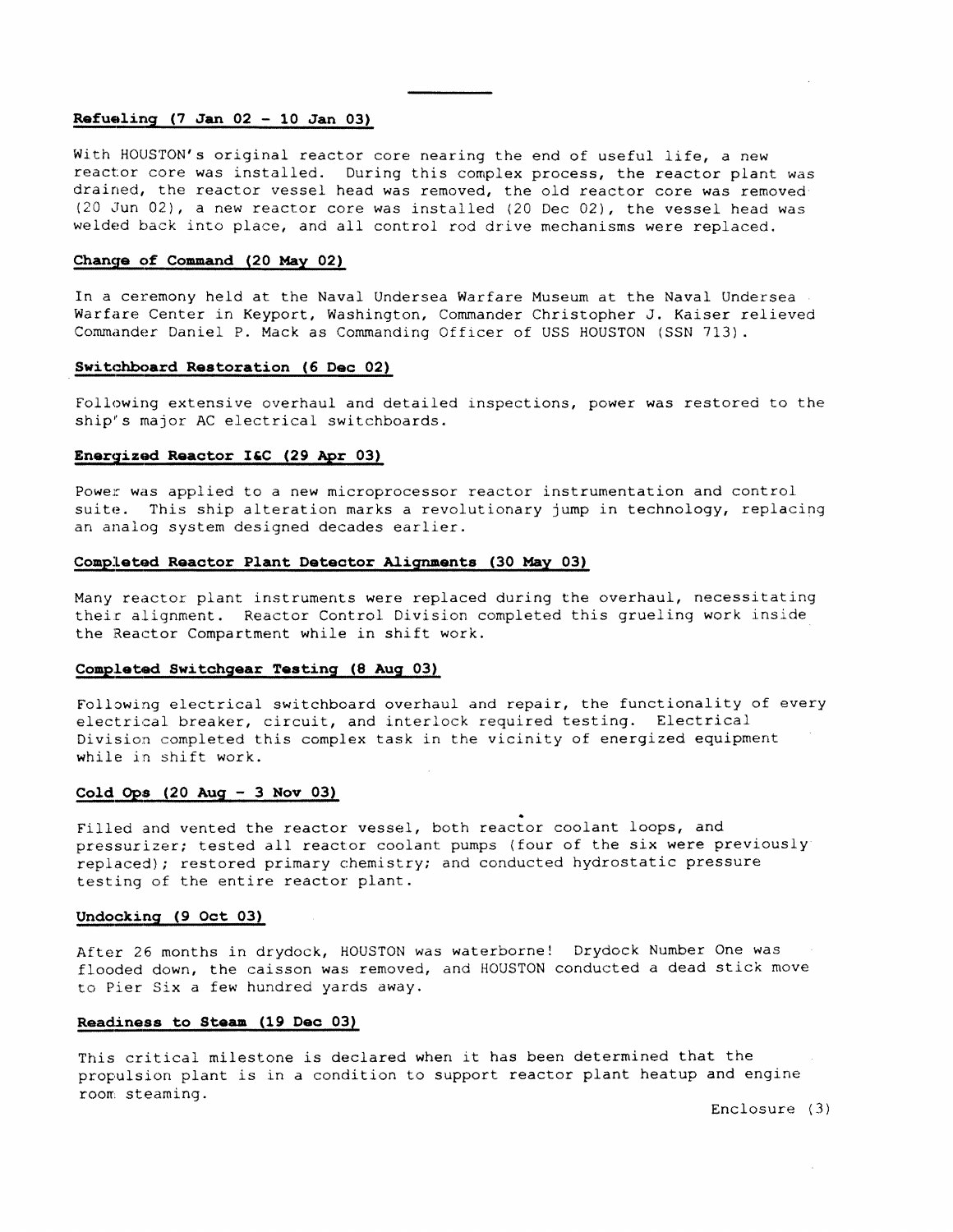**Refueling (7 Jan 02 - 10 Jan 03)**

With HOUSTON's original reactor core nearing the end of useful life, a new reactor core was installed. During this complex process, the reactor plant was drained, the reactor vessel head was removed, the old reactor core was removed (20 Jun 02), a new reactor core was installed (20 Dec 02), the vessel head was welded back into place, and all control rod drive mechanisms were replaced.

**Change of Command (20 May 02)**

In a ceremony held at the Naval Undersea Warfare Museum at the Naval Undersea Warfare Center in Keyport, Washington, Commander Christopher J. Kaiser relieved Commander Daniel P. Mack as Commanding Officer of USS HOUSTON (SSN 713).

**Switchboard Restoration (6 Dec 02)**

Following extensive overhaul and detailed inspections, power was restored to the ship's major AC electrical switchboards.

**Energized Reactor I&C (29 Apr 03)**

Power was applied to a new microprocessor reactor instrumentation and control suite. This ship alteration marks a revolutionary jump in technology, replacing an analog system designed decades earlier.

**Completed Reactor Plant Detector Alignments (30 May 03)**

Many reactor plant instruments were replaced during the overhaul, necessitating their alignment. Reactor Control Division completed this grueling work inside the Reactor Compartment while in shift work.

**Completed Switchgear Testing (8 Aug 03)**

Following electrical switchboard overhaul and repair, the functionality of every electrical breaker, circuit, and interlock required testing. Electrical Division completed this complex task in the vicinity of energized equipment while in shift work.

**Cold Ops (20 Aug - 3 Nov 03)**

Filled and vented the reactor vessel, both reactor coolant loops, and pressurizer; tested all reactor coolant pumps (four of the six were previously replaced); restored primary chemistry; and conducted hydrostatic pressure testing of the entire reactor plant.

**Undocking (9 Oct 03)**

After 26 months in drydock, HOUSTON was waterborne! Drydock Number One was flooded down, the caisson was removed, and HOUSTON conducted a dead stick move to Pier Six a few hundred yards away.

**Readiness to Steam (19 Dec 03)**

This critical milestone is declared when it has been determined that the propulsion plant is in a condition to support reactor plant heatup and engine room steaming.

Enclosure (3)